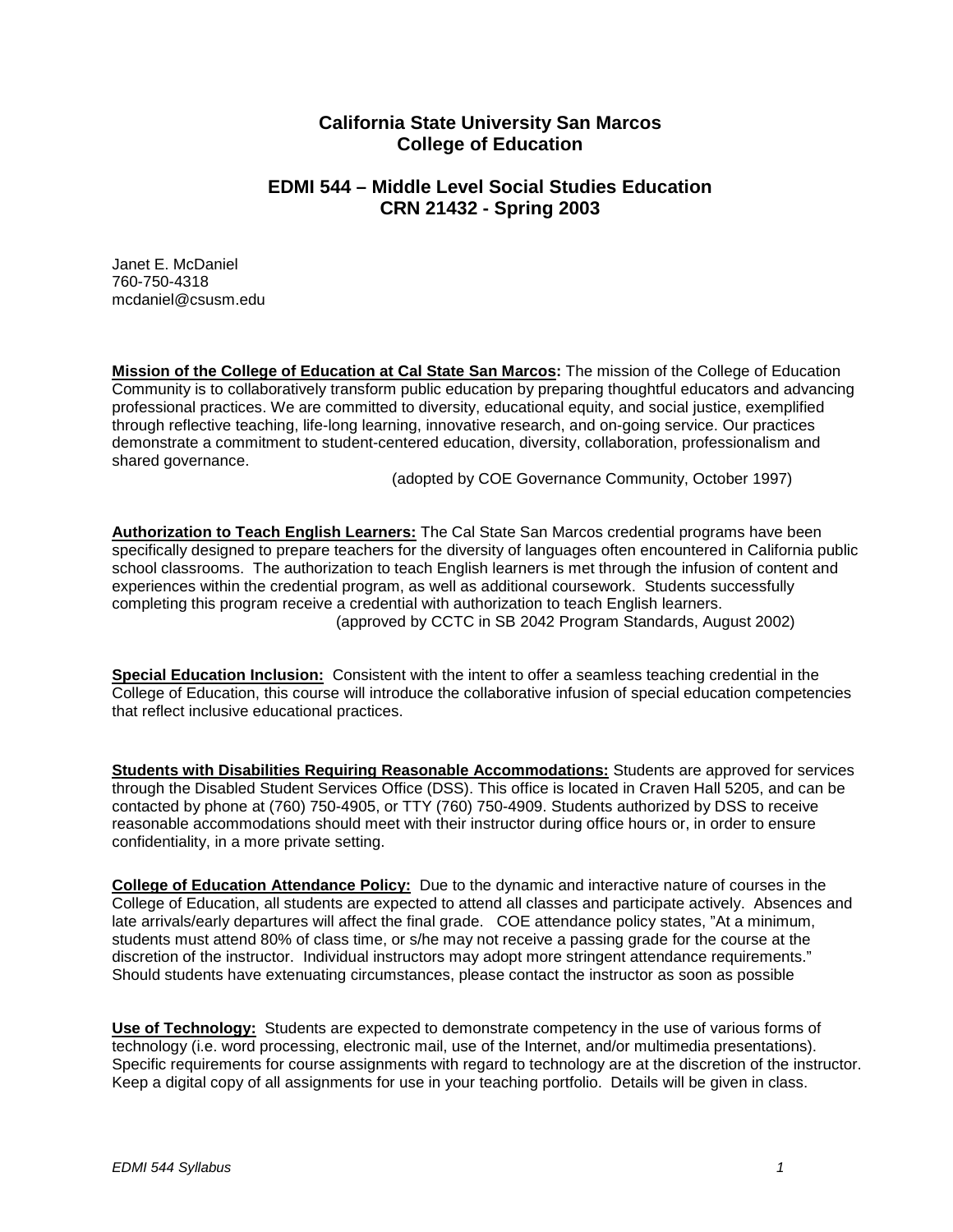# California State University San Marcos
# College of Education

## EDMI 544 – Middle Level Social Studies Education
## CRN 21432 - Spring 2003

Janet E. McDaniel
760-750-4318
mcdaniel@csusm.edu

**Mission of the College of Education at Cal State San Marcos:** The mission of the College of Education Community is to collaboratively transform public education by preparing thoughtful educators and advancing professional practices. We are committed to diversity, educational equity, and social justice, exemplified through reflective teaching, life-long learning, innovative research, and on-going service. Our practices demonstrate a commitment to student-centered education, diversity, collaboration, professionalism and shared governance.

(adopted by COE Governance Community, October 1997)

**Authorization to Teach English Learners:** The Cal State San Marcos credential programs have been specifically designed to prepare teachers for the diversity of languages often encountered in California public school classrooms. The authorization to teach English learners is met through the infusion of content and experiences within the credential program, as well as additional coursework. Students successfully completing this program receive a credential with authorization to teach English learners.

(approved by CCTC in SB 2042 Program Standards, August 2002)

**Special Education Inclusion:** Consistent with the intent to offer a seamless teaching credential in the College of Education, this course will introduce the collaborative infusion of special education competencies that reflect inclusive educational practices.

**Students with Disabilities Requiring Reasonable Accommodations:** Students are approved for services through the Disabled Student Services Office (DSS). This office is located in Craven Hall 5205, and can be contacted by phone at (760) 750-4905, or TTY (760) 750-4909. Students authorized by DSS to receive reasonable accommodations should meet with their instructor during office hours or, in order to ensure confidentiality, in a more private setting.

**College of Education Attendance Policy:** Due to the dynamic and interactive nature of courses in the College of Education, all students are expected to attend all classes and participate actively. Absences and late arrivals/early departures will affect the final grade. COE attendance policy states, "At a minimum, students must attend 80% of class time, or s/he may not receive a passing grade for the course at the discretion of the instructor. Individual instructors may adopt more stringent attendance requirements." Should students have extenuating circumstances, please contact the instructor as soon as possible

**Use of Technology:** Students are expected to demonstrate competency in the use of various forms of technology (i.e. word processing, electronic mail, use of the Internet, and/or multimedia presentations). Specific requirements for course assignments with regard to technology are at the discretion of the instructor. Keep a digital copy of all assignments for use in your teaching portfolio. Details will be given in class.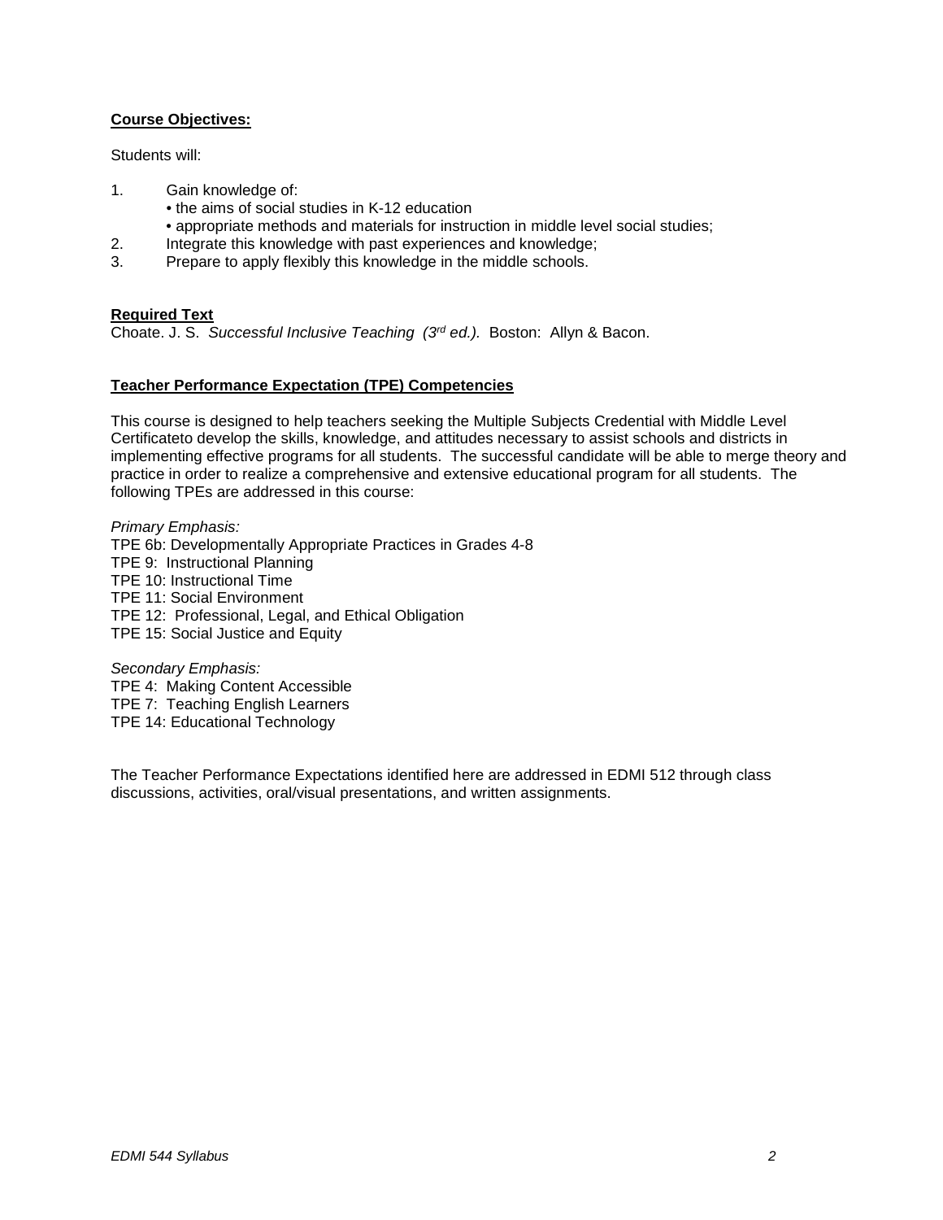**Course Objectives:**

Students will:

1. Gain knowledge of:
   - the aims of social studies in K-12 education
   - appropriate methods and materials for instruction in middle level social studies;
2. Integrate this knowledge with past experiences and knowledge;
3. Prepare to apply flexibly this knowledge in the middle schools.

**Required Text**

Choate. J. S. *Successful Inclusive Teaching (3rd ed.).* Boston: Allyn & Bacon.

**Teacher Performance Expectation (TPE) Competencies**

This course is designed to help teachers seeking the Multiple Subjects Credential with Middle Level Certificateto develop the skills, knowledge, and attitudes necessary to assist schools and districts in implementing effective programs for all students. The successful candidate will be able to merge theory and practice in order to realize a comprehensive and extensive educational program for all students. The following TPEs are addressed in this course:

*Primary Emphasis:*
TPE 6b: Developmentally Appropriate Practices in Grades 4-8
TPE 9: Instructional Planning
TPE 10: Instructional Time
TPE 11: Social Environment
TPE 12: Professional, Legal, and Ethical Obligation
TPE 15: Social Justice and Equity

*Secondary Emphasis:*
TPE 4: Making Content Accessible
TPE 7: Teaching English Learners
TPE 14: Educational Technology

The Teacher Performance Expectations identified here are addressed in EDMI 512 through class discussions, activities, oral/visual presentations, and written assignments.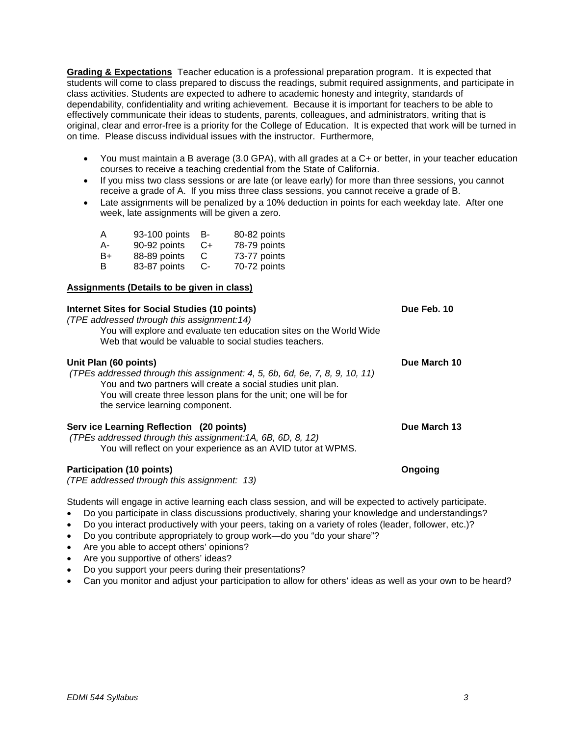**Grading & Expectations** Teacher education is a professional preparation program. It is expected that students will come to class prepared to discuss the readings, submit required assignments, and participate in class activities. Students are expected to adhere to academic honesty and integrity, standards of dependability, confidentiality and writing achievement. Because it is important for teachers to be able to effectively communicate their ideas to students, parents, colleagues, and administrators, writing that is original, clear and error-free is a priority for the College of Education. It is expected that work will be turned in on time. Please discuss individual issues with the instructor. Furthermore,

- You must maintain a B average (3.0 GPA), with all grades at a C+ or better, in your teacher education courses to receive a teaching credential from the State of California.
- If you miss two class sessions or are late (or leave early) for more than three sessions, you cannot receive a grade of A. If you miss three class sessions, you cannot receive a grade of B.
- Late assignments will be penalized by a 10% deduction in points for each weekday late. After one week, late assignments will be given a zero.

| | | | |
|---|---|---|---|
| A | 93-100 points | B- | 80-82 points |
| A- | 90-92 points | C+ | 78-79 points |
| B+ | 88-89 points | C | 73-77 points |
| B | 83-87 points | C- | 70-72 points |

**Assignments (Details to be given in class)**

**Internet Sites for Social Studies (10 points)** **Due Feb. 10**
*(TPE addressed through this assignment:14)*
You will explore and evaluate ten education sites on the World Wide Web that would be valuable to social studies teachers.

**Unit Plan (60 points)** **Due March 10**
*(TPEs addressed through this assignment: 4, 5, 6b, 6d, 6e, 7, 8, 9, 10, 11)*
You and two partners will create a social studies unit plan. You will create three lesson plans for the unit; one will be for the service learning component.

**Serv ice Learning Reflection (20 points)** **Due March 13**
*(TPEs addressed through this assignment:1A, 6B, 6D, 8, 12)*
You will reflect on your experience as an AVID tutor at WPMS.

**Participation (10 points)** **Ongoing**
*(TPE addressed through this assignment: 13)*

Students will engage in active learning each class session, and will be expected to actively participate.

- Do you participate in class discussions productively, sharing your knowledge and understandings?
- Do you interact productively with your peers, taking on a variety of roles (leader, follower, etc.)?
- Do you contribute appropriately to group work—do you "do your share"?
- Are you able to accept others' opinions?
- Are you supportive of others' ideas?
- Do you support your peers during their presentations?
- Can you monitor and adjust your participation to allow for others' ideas as well as your own to be heard?